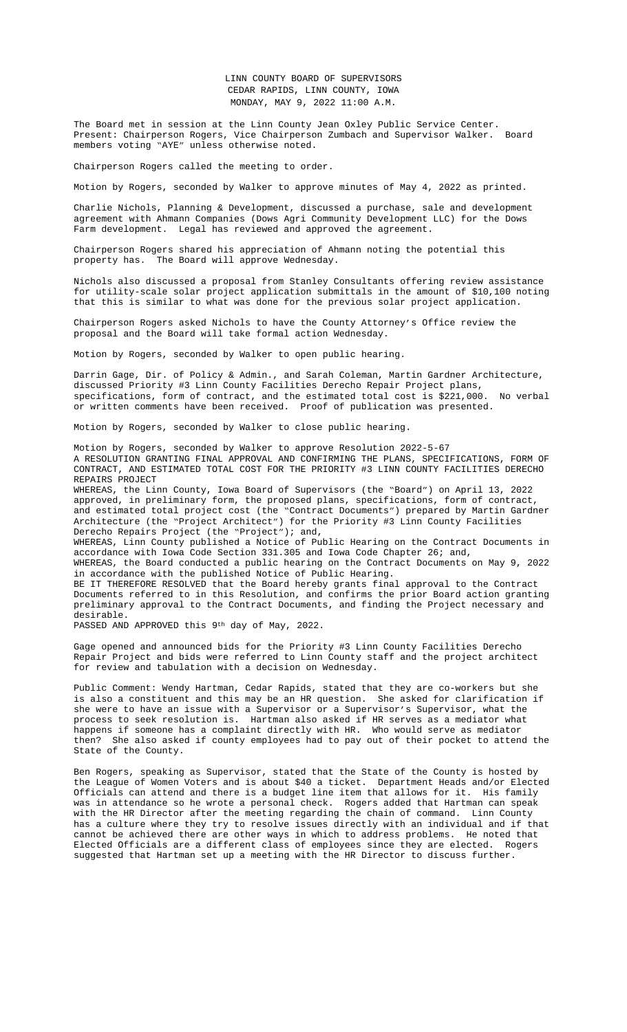LINN COUNTY BOARD OF SUPERVISORS
CEDAR RAPIDS, LINN COUNTY, IOWA
MONDAY, MAY 9, 2022 11:00 A.M.

The Board met in session at the Linn County Jean Oxley Public Service Center. Present: Chairperson Rogers, Vice Chairperson Zumbach and Supervisor Walker. Board members voting "AYE" unless otherwise noted.

Chairperson Rogers called the meeting to order.

Motion by Rogers, seconded by Walker to approve minutes of May 4, 2022 as printed.

Charlie Nichols, Planning & Development, discussed a purchase, sale and development agreement with Ahmann Companies (Dows Agri Community Development LLC) for the Dows Farm development. Legal has reviewed and approved the agreement.

Chairperson Rogers shared his appreciation of Ahmann noting the potential this property has. The Board will approve Wednesday.

Nichols also discussed a proposal from Stanley Consultants offering review assistance for utility-scale solar project application submittals in the amount of $10,100 noting that this is similar to what was done for the previous solar project application.

Chairperson Rogers asked Nichols to have the County Attorney's Office review the proposal and the Board will take formal action Wednesday.

Motion by Rogers, seconded by Walker to open public hearing.

Darrin Gage, Dir. of Policy & Admin., and Sarah Coleman, Martin Gardner Architecture, discussed Priority #3 Linn County Facilities Derecho Repair Project plans, specifications, form of contract, and the estimated total cost is $221,000. No verbal or written comments have been received. Proof of publication was presented.

Motion by Rogers, seconded by Walker to close public hearing.

Motion by Rogers, seconded by Walker to approve Resolution 2022-5-67
A RESOLUTION GRANTING FINAL APPROVAL AND CONFIRMING THE PLANS, SPECIFICATIONS, FORM OF CONTRACT, AND ESTIMATED TOTAL COST FOR THE PRIORITY #3 LINN COUNTY FACILITIES DERECHO REPAIRS PROJECT
WHEREAS, the Linn County, Iowa Board of Supervisors (the "Board") on April 13, 2022 approved, in preliminary form, the proposed plans, specifications, form of contract, and estimated total project cost (the "Contract Documents") prepared by Martin Gardner Architecture (the "Project Architect") for the Priority #3 Linn County Facilities Derecho Repairs Project (the "Project"); and,
WHEREAS, Linn County published a Notice of Public Hearing on the Contract Documents in accordance with Iowa Code Section 331.305 and Iowa Code Chapter 26; and,
WHEREAS, the Board conducted a public hearing on the Contract Documents on May 9, 2022 in accordance with the published Notice of Public Hearing.
BE IT THEREFORE RESOLVED that the Board hereby grants final approval to the Contract Documents referred to in this Resolution, and confirms the prior Board action granting preliminary approval to the Contract Documents, and finding the Project necessary and desirable.
PASSED AND APPROVED this 9th day of May, 2022.

Gage opened and announced bids for the Priority #3 Linn County Facilities Derecho Repair Project and bids were referred to Linn County staff and the project architect for review and tabulation with a decision on Wednesday.

Public Comment: Wendy Hartman, Cedar Rapids, stated that they are co-workers but she is also a constituent and this may be an HR question. She asked for clarification if she were to have an issue with a Supervisor or a Supervisor's Supervisor, what the process to seek resolution is. Hartman also asked if HR serves as a mediator what happens if someone has a complaint directly with HR. Who would serve as mediator then? She also asked if county employees had to pay out of their pocket to attend the State of the County.

Ben Rogers, speaking as Supervisor, stated that the State of the County is hosted by the League of Women Voters and is about $40 a ticket. Department Heads and/or Elected Officials can attend and there is a budget line item that allows for it. His family was in attendance so he wrote a personal check. Rogers added that Hartman can speak with the HR Director after the meeting regarding the chain of command. Linn County has a culture where they try to resolve issues directly with an individual and if that cannot be achieved there are other ways in which to address problems. He noted that Elected Officials are a different class of employees since they are elected. Rogers suggested that Hartman set up a meeting with the HR Director to discuss further.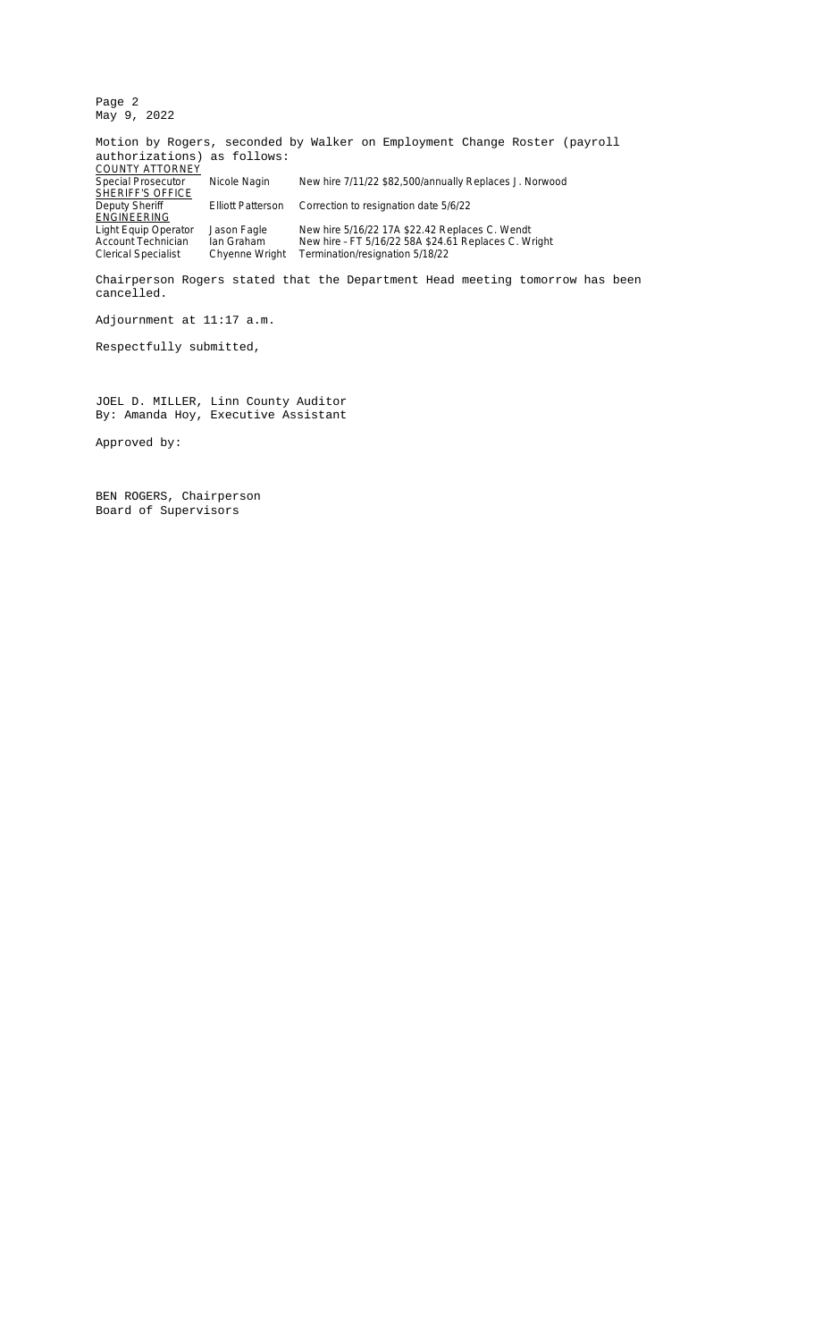May 9, 2022

Motion by Rogers, seconded by Walker on Employment Change Roster (payroll authorizations) as follows:

| | | |
|---|---|---|
| COUNTY ATTORNEY | | |
| Special Prosecutor | Nicole Nagin | New hire 7/11/22 $82,500/annually Replaces J. Norwood |
| SHERIFF'S OFFICE | | |
| Deputy Sheriff | Elliott Patterson | Correction to resignation date 5/6/22 |
| ENGINEERING | | |
| Light Equip Operator | Jason Fagle | New hire 5/16/22 17A $22.42 Replaces C. Wendt |
| Account Technician | Ian Graham | New hire - FT 5/16/22 58A $24.61 Replaces C. Wright |
| Clerical Specialist | Chyenne Wright | Termination/resignation 5/18/22 |

Chairperson Rogers stated that the Department Head meeting tomorrow has been cancelled.

Adjournment at 11:17 a.m.

Respectfully submitted,

JOEL D. MILLER, Linn County Auditor
By: Amanda Hoy, Executive Assistant

Approved by:

BEN ROGERS, Chairperson
Board of Supervisors